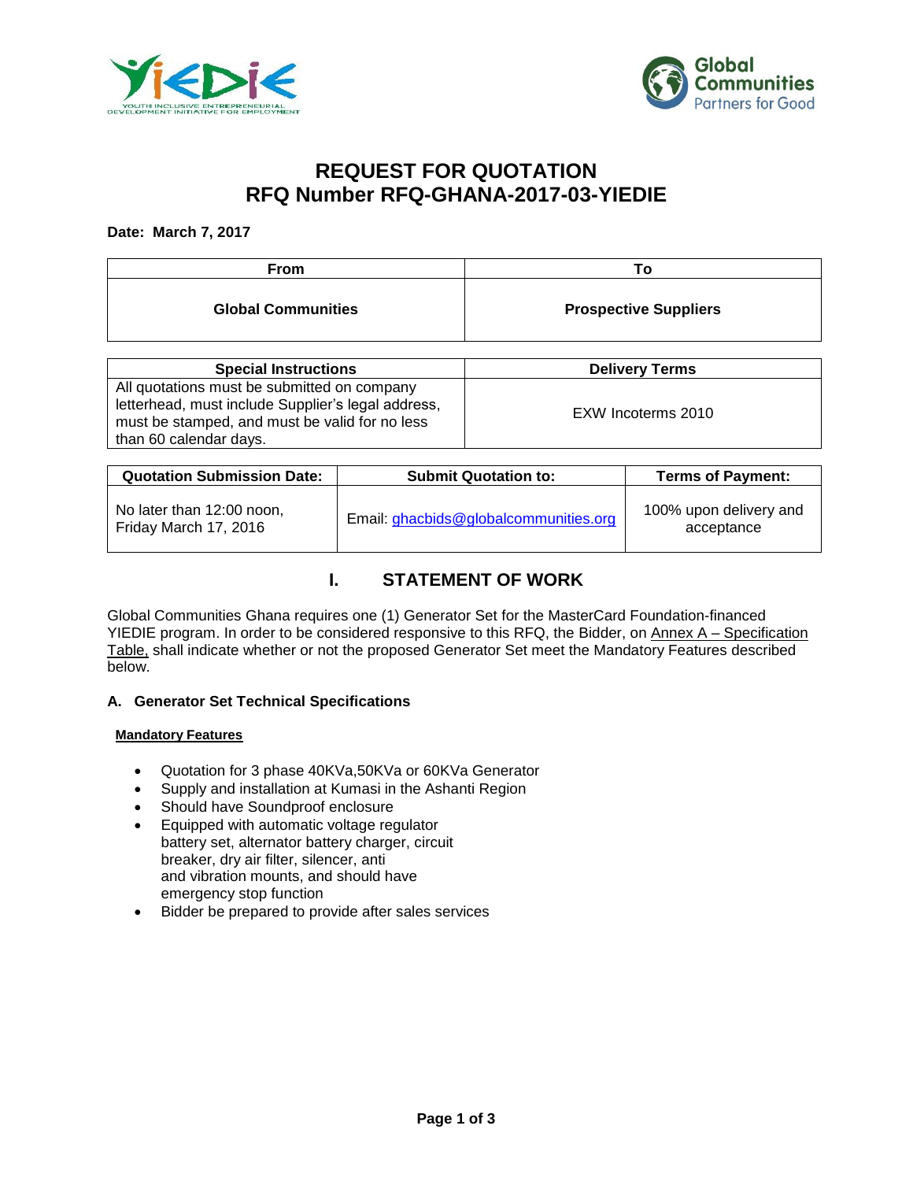# REQUEST FOR QUOTATION
# RFQ Number RFQ-GHANA-2017-03-YIEDIE

**Date: March 7, 2017**

| From | To |
|---|---|
| **Global Communities** | **Prospective Suppliers** |

| Special Instructions | Delivery Terms |
|---|---|
| All quotations must be submitted on company letterhead, must include Supplier's legal address, must be stamped, and must be valid for no less than 60 calendar days. | EXW Incoterms 2010 |

| Quotation Submission Date: | Submit Quotation to: | Terms of Payment: |
|---|---|---|
| No later than 12:00 noon, Friday March 17, 2016 | Email: ghacbids@globalcommunities.org | 100% upon delivery and acceptance |

## I. STATEMENT OF WORK

Global Communities Ghana requires one (1) Generator Set for the MasterCard Foundation-financed YIEDIE program. In order to be considered responsive to this RFQ, the Bidder, on Annex A – Specification Table, shall indicate whether or not the proposed Generator Set meet the Mandatory Features described below.

### A. Generator Set Technical Specifications

**Mandatory Features**

- Quotation for 3 phase 40KVa,50KVa or 60KVa Generator
- Supply and installation at Kumasi in the Ashanti Region
- Should have Soundproof enclosure
- Equipped with automatic voltage regulator battery set, alternator battery charger, circuit breaker, dry air filter, silencer, anti and vibration mounts, and should have emergency stop function
- Bidder be prepared to provide after sales services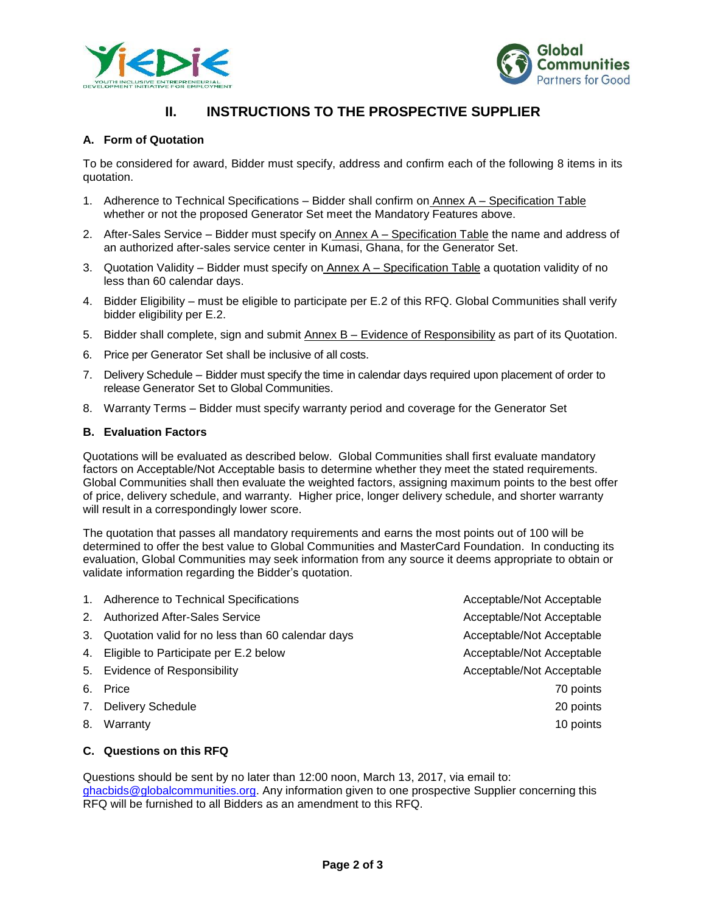## II. INSTRUCTIONS TO THE PROSPECTIVE SUPPLIER

### A. Form of Quotation

To be considered for award, Bidder must specify, address and confirm each of the following 8 items in its quotation.

1. Adherence to Technical Specifications – Bidder shall confirm on Annex A – Specification Table whether or not the proposed Generator Set meet the Mandatory Features above.
2. After-Sales Service – Bidder must specify on Annex A – Specification Table the name and address of an authorized after-sales service center in Kumasi, Ghana, for the Generator Set.
3. Quotation Validity – Bidder must specify on Annex A – Specification Table a quotation validity of no less than 60 calendar days.
4. Bidder Eligibility – must be eligible to participate per E.2 of this RFQ. Global Communities shall verify bidder eligibility per E.2.
5. Bidder shall complete, sign and submit Annex B – Evidence of Responsibility as part of its Quotation.
6. Price per Generator Set shall be inclusive of all costs.
7. Delivery Schedule – Bidder must specify the time in calendar days required upon placement of order to release Generator Set to Global Communities.
8. Warranty Terms – Bidder must specify warranty period and coverage for the Generator Set

### B. Evaluation Factors

Quotations will be evaluated as described below. Global Communities shall first evaluate mandatory factors on Acceptable/Not Acceptable basis to determine whether they meet the stated requirements. Global Communities shall then evaluate the weighted factors, assigning maximum points to the best offer of price, delivery schedule, and warranty. Higher price, longer delivery schedule, and shorter warranty will result in a correspondingly lower score.

The quotation that passes all mandatory requirements and earns the most points out of 100 will be determined to offer the best value to Global Communities and MasterCard Foundation. In conducting its evaluation, Global Communities may seek information from any source it deems appropriate to obtain or validate information regarding the Bidder's quotation.

| | Factor | Evaluation |
|---|---|---|
| 1. | Adherence to Technical Specifications | Acceptable/Not Acceptable |
| 2. | Authorized After-Sales Service | Acceptable/Not Acceptable |
| 3. | Quotation valid for no less than 60 calendar days | Acceptable/Not Acceptable |
| 4. | Eligible to Participate per E.2 below | Acceptable/Not Acceptable |
| 5. | Evidence of Responsibility | Acceptable/Not Acceptable |
| 6. | Price | 70 points |
| 7. | Delivery Schedule | 20 points |
| 8. | Warranty | 10 points |

### C. Questions on this RFQ

Questions should be sent by no later than 12:00 noon, March 13, 2017, via email to: ghacbids@globalcommunities.org. Any information given to one prospective Supplier concerning this RFQ will be furnished to all Bidders as an amendment to this RFQ.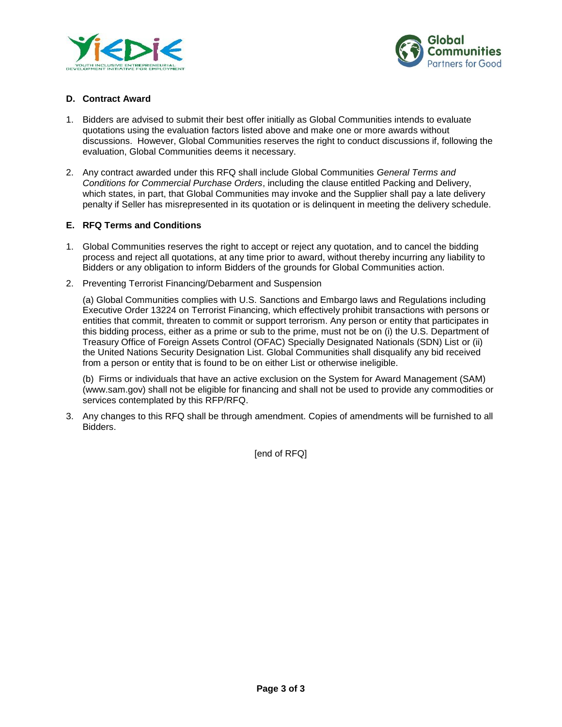### D. Contract Award

1. Bidders are advised to submit their best offer initially as Global Communities intends to evaluate quotations using the evaluation factors listed above and make one or more awards without discussions. However, Global Communities reserves the right to conduct discussions if, following the evaluation, Global Communities deems it necessary.

2. Any contract awarded under this RFQ shall include Global Communities *General Terms and Conditions for Commercial Purchase Orders*, including the clause entitled Packing and Delivery, which states, in part, that Global Communities may invoke and the Supplier shall pay a late delivery penalty if Seller has misrepresented in its quotation or is delinquent in meeting the delivery schedule.

### E. RFQ Terms and Conditions

1. Global Communities reserves the right to accept or reject any quotation, and to cancel the bidding process and reject all quotations, at any time prior to award, without thereby incurring any liability to Bidders or any obligation to inform Bidders of the grounds for Global Communities action.

2. Preventing Terrorist Financing/Debarment and Suspension

   (a) Global Communities complies with U.S. Sanctions and Embargo laws and Regulations including Executive Order 13224 on Terrorist Financing, which effectively prohibit transactions with persons or entities that commit, threaten to commit or support terrorism. Any person or entity that participates in this bidding process, either as a prime or sub to the prime, must not be on (i) the U.S. Department of Treasury Office of Foreign Assets Control (OFAC) Specially Designated Nationals (SDN) List or (ii) the United Nations Security Designation List. Global Communities shall disqualify any bid received from a person or entity that is found to be on either List or otherwise ineligible.

   (b) Firms or individuals that have an active exclusion on the System for Award Management (SAM) (www.sam.gov) shall not be eligible for financing and shall not be used to provide any commodities or services contemplated by this RFP/RFQ.

3. Any changes to this RFQ shall be through amendment. Copies of amendments will be furnished to all Bidders.

[end of RFQ]